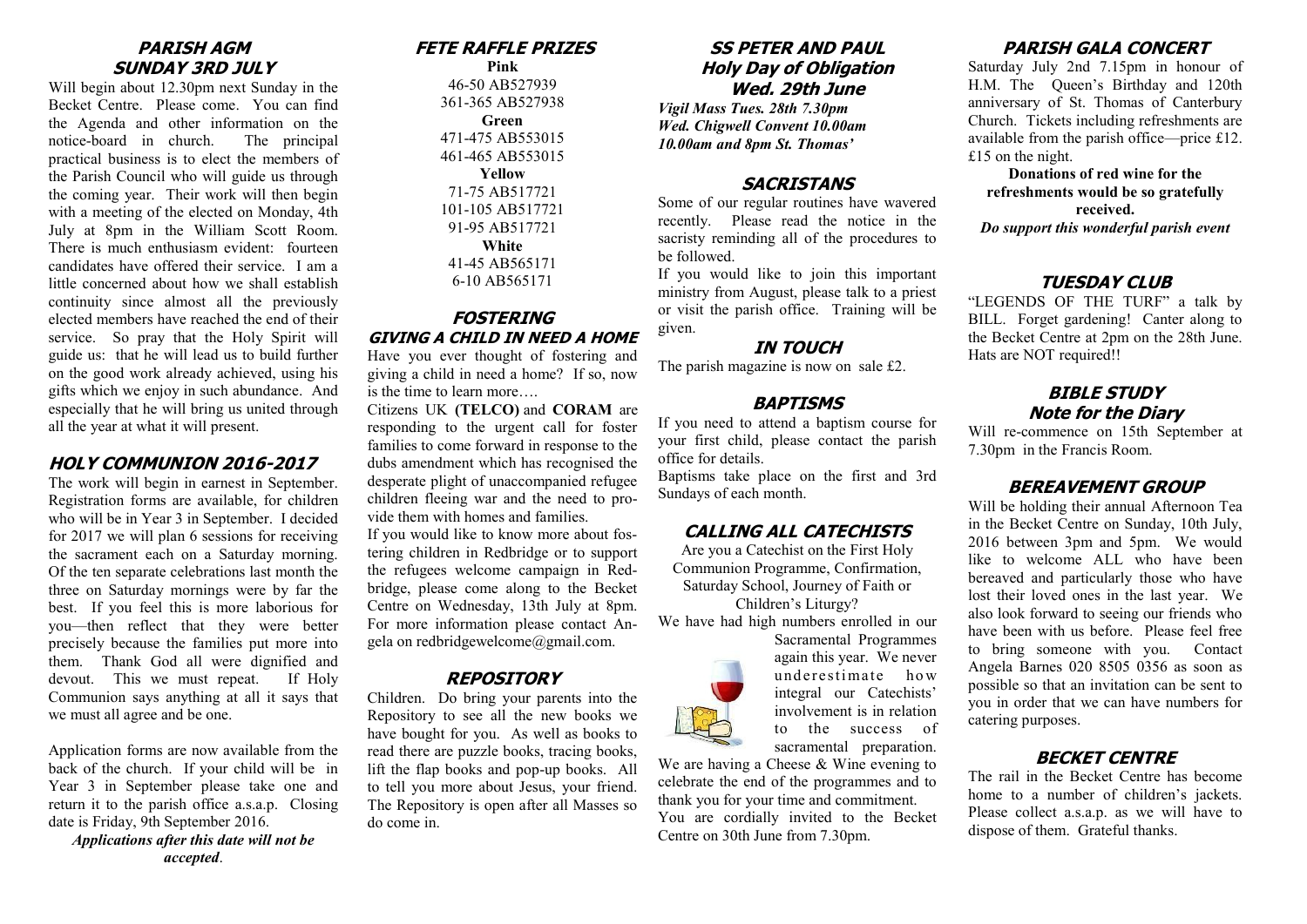## PARISH AGM
## SUNDAY 3RD JULY

Will begin about 12.30pm next Sunday in the Becket Centre. Please come. You can find the Agenda and other information on the notice-board in church. The principal practical business is to elect the members of the Parish Council who will guide us through the coming year. Their work will then begin with a meeting of the elected on Monday, 4th July at 8pm in the William Scott Room. There is much enthusiasm evident: fourteen candidates have offered their service. I am a little concerned about how we shall establish continuity since almost all the previously elected members have reached the end of their service. So pray that the Holy Spirit will guide us: that he will lead us to build further on the good work already achieved, using his gifts which we enjoy in such abundance. And especially that he will bring us united through all the year at what it will present.

## HOLY COMMUNION 2016-2017

The work will begin in earnest in September. Registration forms are available, for children who will be in Year 3 in September. I decided for 2017 we will plan 6 sessions for receiving the sacrament each on a Saturday morning. Of the ten separate celebrations last month the three on Saturday mornings were by far the best. If you feel this is more laborious for you—then reflect that they were better precisely because the families put more into them. Thank God all were dignified and devout. This we must repeat. If Holy Communion says anything at all it says that we must all agree and be one.

Application forms are now available from the back of the church. If your child will be in Year 3 in September please take one and return it to the parish office a.s.a.p. Closing date is Friday, 9th September 2016.

***Applications after this date will not be accepted*.**

## FETE RAFFLE PRIZES

**Pink**
46-50 AB527939
361-365 AB527938

**Green**
471-475 AB553015
461-465 AB553015

**Yellow**
71-75 AB517721
101-105 AB517721
91-95 AB517721

**White**
41-45 AB565171
6-10 AB565171

## FOSTERING
### GIVING A CHILD IN NEED A HOME

Have you ever thought of fostering and giving a child in need a home? If so, now is the time to learn more….

Citizens UK **(TELCO)** and **CORAM** are responding to the urgent call for foster families to come forward in response to the dubs amendment which has recognised the desperate plight of unaccompanied refugee children fleeing war and the need to provide them with homes and families.

If you would like to know more about fostering children in Redbridge or to support the refugees welcome campaign in Redbridge, please come along to the Becket Centre on Wednesday, 13th July at 8pm. For more information please contact Angela on redbridgewelcome@gmail.com.

## REPOSITORY

Children. Do bring your parents into the Repository to see all the new books we have bought for you. As well as books to read there are puzzle books, tracing books, lift the flap books and pop-up books. All to tell you more about Jesus, your friend. The Repository is open after all Masses so do come in.

## SS PETER AND PAUL
## Holy Day of Obligation
## Wed. 29th June

***Vigil Mass Tues. 28th 7.30pm***
***Wed. Chigwell Convent 10.00am***
***10.00am and 8pm St. Thomas'***

## SACRISTANS

Some of our regular routines have wavered recently. Please read the notice in the sacristy reminding all of the procedures to be followed.

If you would like to join this important ministry from August, please talk to a priest or visit the parish office. Training will be given.

## IN TOUCH

The parish magazine is now on sale £2.

## BAPTISMS

If you need to attend a baptism course for your first child, please contact the parish office for details.

Baptisms take place on the first and 3rd Sundays of each month.

## CALLING ALL CATECHISTS

Are you a Catechist on the First Holy Communion Programme, Confirmation, Saturday School, Journey of Faith or Children's Liturgy?

We have had high numbers enrolled in our Sacramental Programmes again this year. We never underestimate how integral our Catechists' involvement is in relation to the success of sacramental preparation.

We are having a Cheese & Wine evening to celebrate the end of the programmes and to thank you for your time and commitment.

You are cordially invited to the Becket Centre on 30th June from 7.30pm.

## PARISH GALA CONCERT

Saturday July 2nd 7.15pm in honour of H.M. The Queen's Birthday and 120th anniversary of St. Thomas of Canterbury Church. Tickets including refreshments are available from the parish office—price £12. £15 on the night.

**Donations of red wine for the refreshments would be so gratefully received.**

***Do support this wonderful parish event***

## TUESDAY CLUB

"LEGENDS OF THE TURF" a talk by BILL. Forget gardening! Canter along to the Becket Centre at 2pm on the 28th June. Hats are NOT required!!

## BIBLE STUDY
## Note for the Diary

Will re-commence on 15th September at 7.30pm in the Francis Room.

## BEREAVEMENT GROUP

Will be holding their annual Afternoon Tea in the Becket Centre on Sunday, 10th July, 2016 between 3pm and 5pm. We would like to welcome ALL who have been bereaved and particularly those who have lost their loved ones in the last year. We also look forward to seeing our friends who have been with us before. Please feel free to bring someone with you. Contact Angela Barnes 020 8505 0356 as soon as possible so that an invitation can be sent to you in order that we can have numbers for catering purposes.

## BECKET CENTRE

The rail in the Becket Centre has become home to a number of children's jackets. Please collect a.s.a.p. as we will have to dispose of them. Grateful thanks.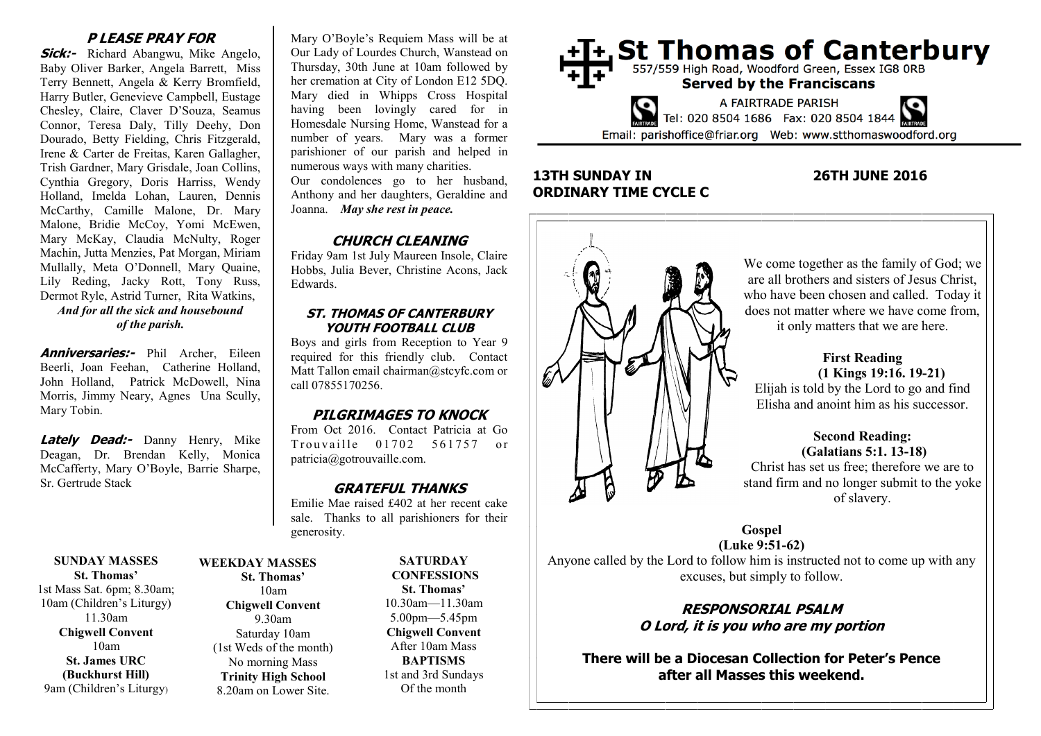## PLEASE PRAY FOR

**Sick:-** Richard Abangwu, Mike Angelo, Baby Oliver Barker, Angela Barrett, Miss Terry Bennett, Angela & Kerry Bromfield, Harry Butler, Genevieve Campbell, Eustage Chesley, Claire, Claver D'Souza, Seamus Connor, Teresa Daly, Tilly Deehy, Don Dourado, Betty Fielding, Chris Fitzgerald, Irene & Carter de Freitas, Karen Gallagher, Trish Gardner, Mary Grisdale, Joan Collins, Cynthia Gregory, Doris Harriss, Wendy Holland, Imelda Lohan, Lauren, Dennis McCarthy, Camille Malone, Dr. Mary Malone, Bridie McCoy, Yomi McEwen, Mary McKay, Claudia McNulty, Roger Machin, Jutta Menzies, Pat Morgan, Miriam Mullally, Meta O'Donnell, Mary Quaine, Lily Reding, Jacky Rott, Tony Russ, Dermot Ryle, Astrid Turner, Rita Watkins,

***And for all the sick and housebound of the parish.***

**Anniversaries:-** Phil Archer, Eileen Beerli, Joan Feehan, Catherine Holland, John Holland, Patrick McDowell, Nina Morris, Jimmy Neary, Agnes Una Scully, Mary Tobin.

**Lately Dead:-** Danny Henry, Mike Deagan, Dr. Brendan Kelly, Monica McCafferty, Mary O'Boyle, Barrie Sharpe, Sr. Gertrude Stack

Mary O'Boyle's Requiem Mass will be at Our Lady of Lourdes Church, Wanstead on Thursday, 30th June at 10am followed by her cremation at City of London E12 5DQ. Mary died in Whipps Cross Hospital having been lovingly cared for in Homesdale Nursing Home, Wanstead for a number of years. Mary was a former parishioner of our parish and helped in numerous ways with many charities.
Our condolences go to her husband, Anthony and her daughters, Geraldine and Joanna. ***May she rest in peace.***

## CHURCH CLEANING

Friday 9am 1st July Maureen Insole, Claire Hobbs, Julia Bever, Christine Acons, Jack Edwards.

## ST. THOMAS OF CANTERBURY YOUTH FOOTBALL CLUB

Boys and girls from Reception to Year 9 required for this friendly club. Contact Matt Tallon email chairman@stcyfc.com or call 07855170256.

## PILGRIMAGES TO KNOCK

From Oct 2016. Contact Patricia at Go Trouvaille 01702 561757 or patricia@gotrouvaille.com.

## GRATEFUL THANKS

Emilie Mae raised £402 at her recent cake sale. Thanks to all parishioners for their generosity.

**SUNDAY MASSES**
**St. Thomas'**
1st Mass Sat. 6pm; 8.30am;
10am (Children's Liturgy)
11.30am
**Chigwell Convent**
10am
**St. James URC (Buckhurst Hill)**
9am (Children's Liturgy)

**WEEKDAY MASSES**
**St. Thomas'**
10am
**Chigwell Convent**
9.30am
Saturday 10am
(1st Weds of the month)
No morning Mass
**Trinity High School**
8.20am on Lower Site.

**SATURDAY CONFESSIONS**
**St. Thomas'**
10.30am—11.30am
5.00pm—5.45pm
**Chigwell Convent**
After 10am Mass
**BAPTISMS**
1st and 3rd Sundays
Of the month

# St Thomas of Canterbury

557/559 High Road, Woodford Green, Essex IG8 0RB

**Served by the Franciscans**

A FAIRTRADE PARISH
Tel: 020 8504 1686 Fax: 020 8504 1844
Email: parishoffice@friar.org Web: www.stthomaswoodford.org

**13TH SUNDAY IN ORDINARY TIME CYCLE C** — **26TH JUNE 2016**

We come together as the family of God; we are all brothers and sisters of Jesus Christ, who have been chosen and called. Today it does not matter where we have come from, it only matters that we are here.

**First Reading**
**(1 Kings 19:16. 19-21)**
Elijah is told by the Lord to go and find Elisha and anoint him as his successor.

**Second Reading:**
**(Galatians 5:1. 13-18)**
Christ has set us free; therefore we are to stand firm and no longer submit to the yoke of slavery.

**Gospel**
**(Luke 9:51-62)**
Anyone called by the Lord to follow him is instructed not to come up with any excuses, but simply to follow.

**RESPONSORIAL PSALM**
***O Lord, it is you who are my portion***

**There will be a Diocesan Collection for Peter's Pence after all Masses this weekend.**